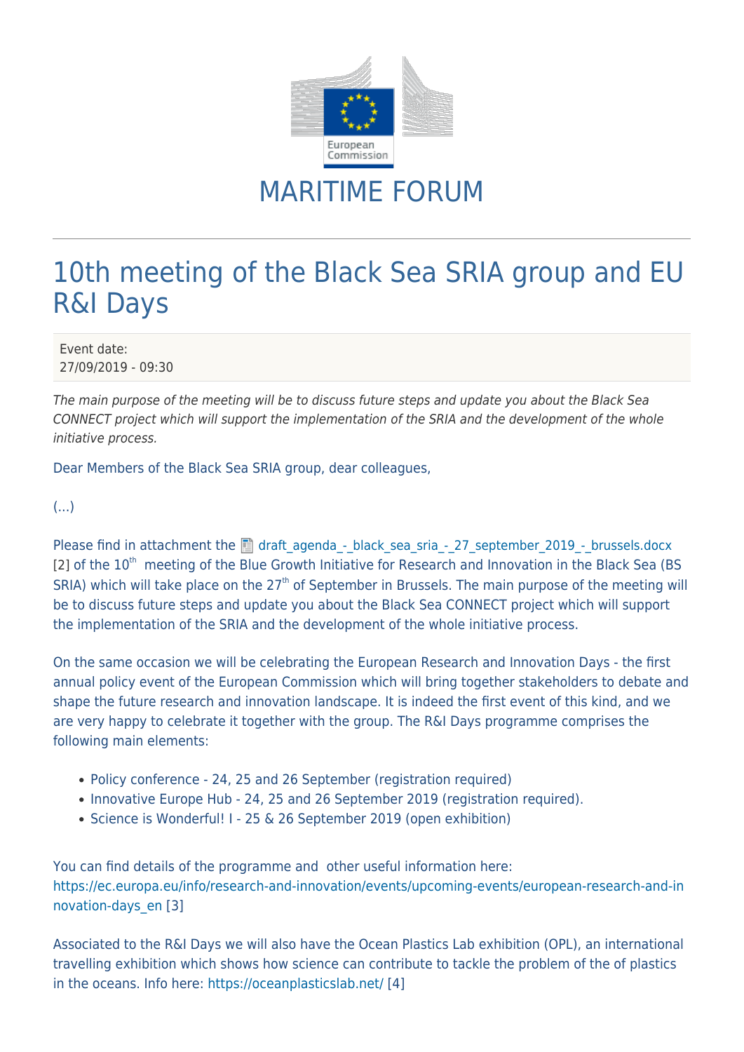MARITIME FORUM

# 10th meeting of the Black Sea SRIA group and EU R&I Days

Event date:
27/09/2019 - 09:30

*The main purpose of the meeting will be to discuss future steps and update you about the Black Sea CONNECT project which will support the implementation of the SRIA and the development of the whole initiative process.*

Dear Members of the Black Sea SRIA group, dear colleagues,

(...)

Please find in attachment the draft_agenda_-_black_sea_sria_-_27_september_2019_-_brussels.docx [2] of the 10th meeting of the Blue Growth Initiative for Research and Innovation in the Black Sea (BS SRIA) which will take place on the 27th of September in Brussels. The main purpose of the meeting will be to discuss future steps and update you about the Black Sea CONNECT project which will support the implementation of the SRIA and the development of the whole initiative process.

On the same occasion we will be celebrating the European Research and Innovation Days - the first annual policy event of the European Commission which will bring together stakeholders to debate and shape the future research and innovation landscape. It is indeed the first event of this kind, and we are very happy to celebrate it together with the group. The R&I Days programme comprises the following main elements:

- Policy conference - 24, 25 and 26 September (registration required)
- Innovative Europe Hub - 24, 25 and 26 September 2019 (registration required).
- Science is Wonderful! I - 25 & 26 September 2019 (open exhibition)

You can find details of the programme and other useful information here: https://ec.europa.eu/info/research-and-innovation/events/upcoming-events/european-research-and-innovation-days_en [3]

Associated to the R&I Days we will also have the Ocean Plastics Lab exhibition (OPL), an international travelling exhibition which shows how science can contribute to tackle the problem of the of plastics in the oceans. Info here: https://oceanplasticslab.net/ [4]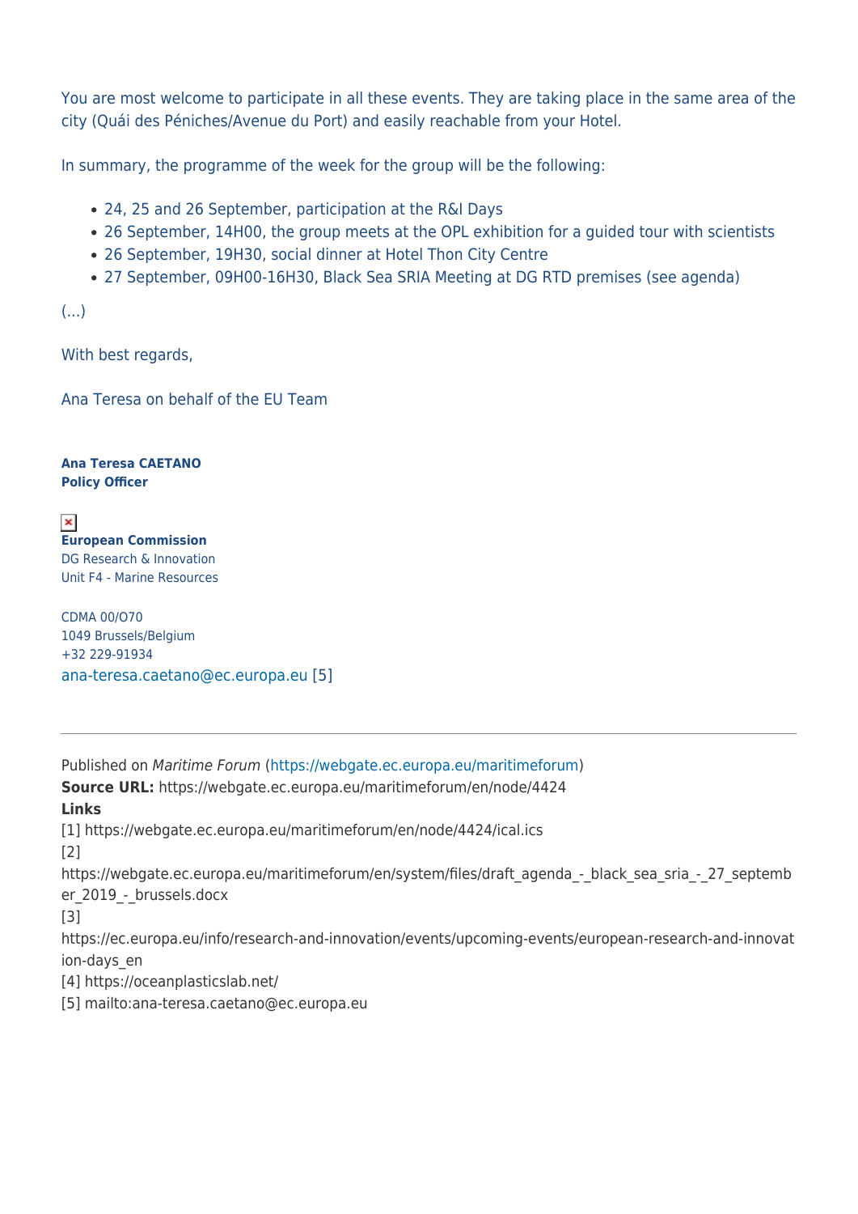You are most welcome to participate in all these events. They are taking place in the same area of the city (Quái des Péniches/Avenue du Port) and easily reachable from your Hotel.

In summary, the programme of the week for the group will be the following:

- 24, 25 and 26 September, participation at the R&I Days
- 26 September, 14H00, the group meets at the OPL exhibition for a guided tour with scientists
- 26 September, 19H30, social dinner at Hotel Thon City Centre
- 27 September, 09H00-16H30, Black Sea SRIA Meeting at DG RTD premises (see agenda)

(...)

With best regards,

Ana Teresa on behalf of the EU Team

**Ana Teresa CAETANO**
**Policy Officer**

**European Commission**
DG Research & Innovation
Unit F4 - Marine Resources

CDMA 00/O70
1049 Brussels/Belgium
+32 229-91934
ana-teresa.caetano@ec.europa.eu [5]

---

Published on *Maritime Forum* (https://webgate.ec.europa.eu/maritimeforum)
**Source URL:** https://webgate.ec.europa.eu/maritimeforum/en/node/4424
**Links**
[1] https://webgate.ec.europa.eu/maritimeforum/en/node/4424/ical.ics
[2] https://webgate.ec.europa.eu/maritimeforum/en/system/files/draft_agenda_-_black_sea_sria_-_27_september_2019_-_brussels.docx
[3] https://ec.europa.eu/info/research-and-innovation/events/upcoming-events/european-research-and-innovation-days_en
[4] https://oceanplasticslab.net/
[5] mailto:ana-teresa.caetano@ec.europa.eu